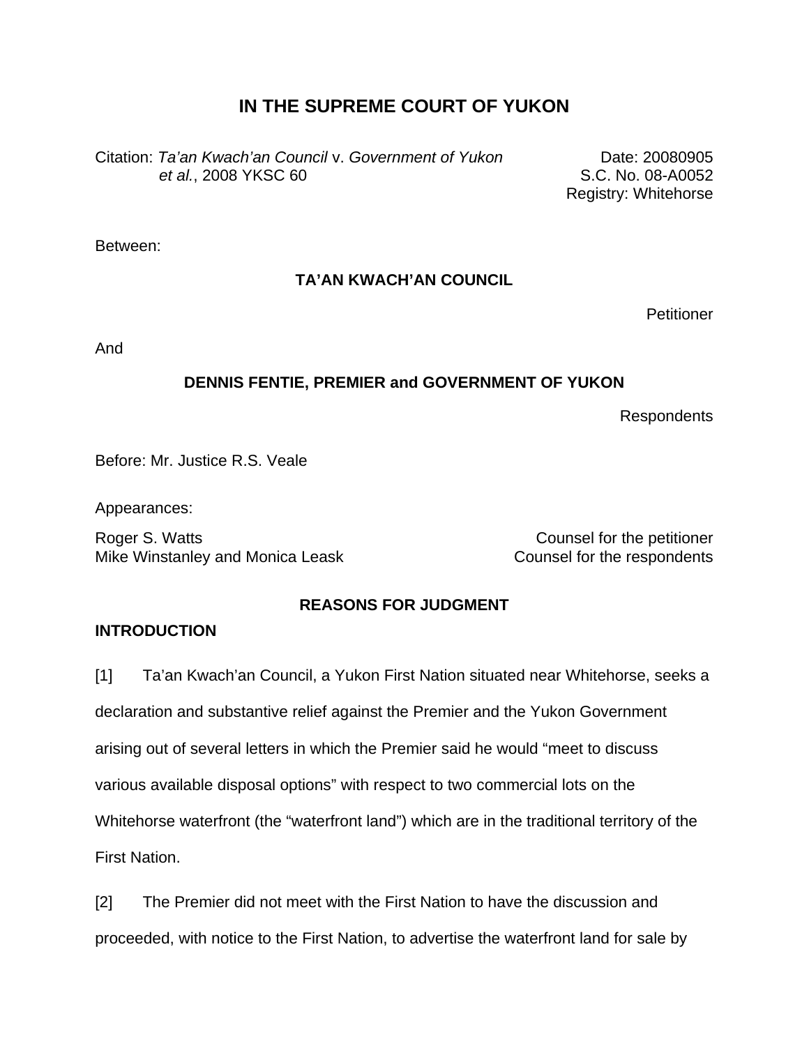# IN THE SUPREME COURT OF YUKON

Citation: *Ta'an Kwach'an Council* v. *Government of Yukon et al.*, 2008 YKSC 60

Date: 20080905
S.C. No. 08-A0052
Registry: Whitehorse

Between:

**TA'AN KWACH'AN COUNCIL**

Petitioner

And

**DENNIS FENTIE, PREMIER and GOVERNMENT OF YUKON**

Respondents

Before: Mr. Justice R.S. Veale

Appearances:

| | |
|---|---|
| Roger S. Watts | Counsel for the petitioner |
| Mike Winstanley and Monica Leask | Counsel for the respondents |

## REASONS FOR JUDGMENT

### INTRODUCTION

[1] Ta'an Kwach'an Council, a Yukon First Nation situated near Whitehorse, seeks a declaration and substantive relief against the Premier and the Yukon Government arising out of several letters in which the Premier said he would "meet to discuss various available disposal options" with respect to two commercial lots on the Whitehorse waterfront (the "waterfront land") which are in the traditional territory of the First Nation.

[2] The Premier did not meet with the First Nation to have the discussion and proceeded, with notice to the First Nation, to advertise the waterfront land for sale by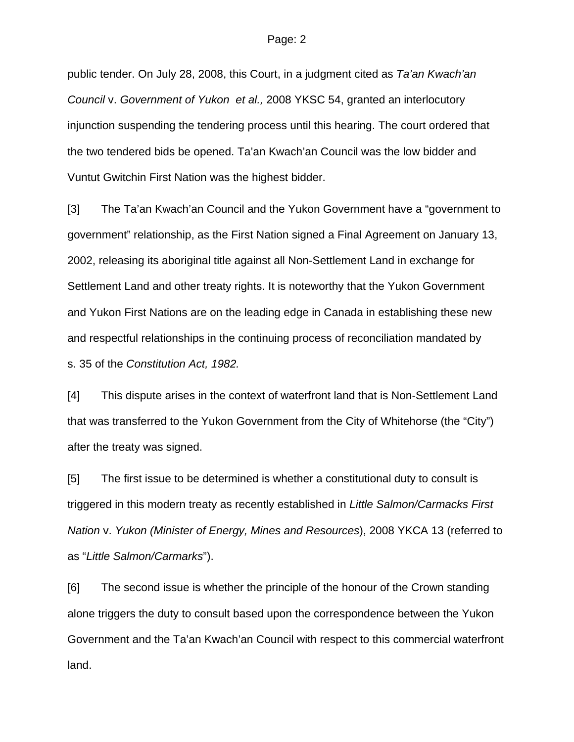public tender. On July 28, 2008, this Court, in a judgment cited as *Ta'an Kwach'an Council* v. *Government of Yukon et al.,* 2008 YKSC 54, granted an interlocutory injunction suspending the tendering process until this hearing. The court ordered that the two tendered bids be opened. Ta'an Kwach'an Council was the low bidder and Vuntut Gwitchin First Nation was the highest bidder.

[3] The Ta'an Kwach'an Council and the Yukon Government have a "government to government" relationship, as the First Nation signed a Final Agreement on January 13, 2002, releasing its aboriginal title against all Non-Settlement Land in exchange for Settlement Land and other treaty rights. It is noteworthy that the Yukon Government and Yukon First Nations are on the leading edge in Canada in establishing these new and respectful relationships in the continuing process of reconciliation mandated by s. 35 of the *Constitution Act, 1982.*

[4] This dispute arises in the context of waterfront land that is Non-Settlement Land that was transferred to the Yukon Government from the City of Whitehorse (the "City") after the treaty was signed.

[5] The first issue to be determined is whether a constitutional duty to consult is triggered in this modern treaty as recently established in *Little Salmon/Carmacks First Nation* v. *Yukon (Minister of Energy, Mines and Resources*), 2008 YKCA 13 (referred to as "*Little Salmon/Carmarks*").

[6] The second issue is whether the principle of the honour of the Crown standing alone triggers the duty to consult based upon the correspondence between the Yukon Government and the Ta'an Kwach'an Council with respect to this commercial waterfront land.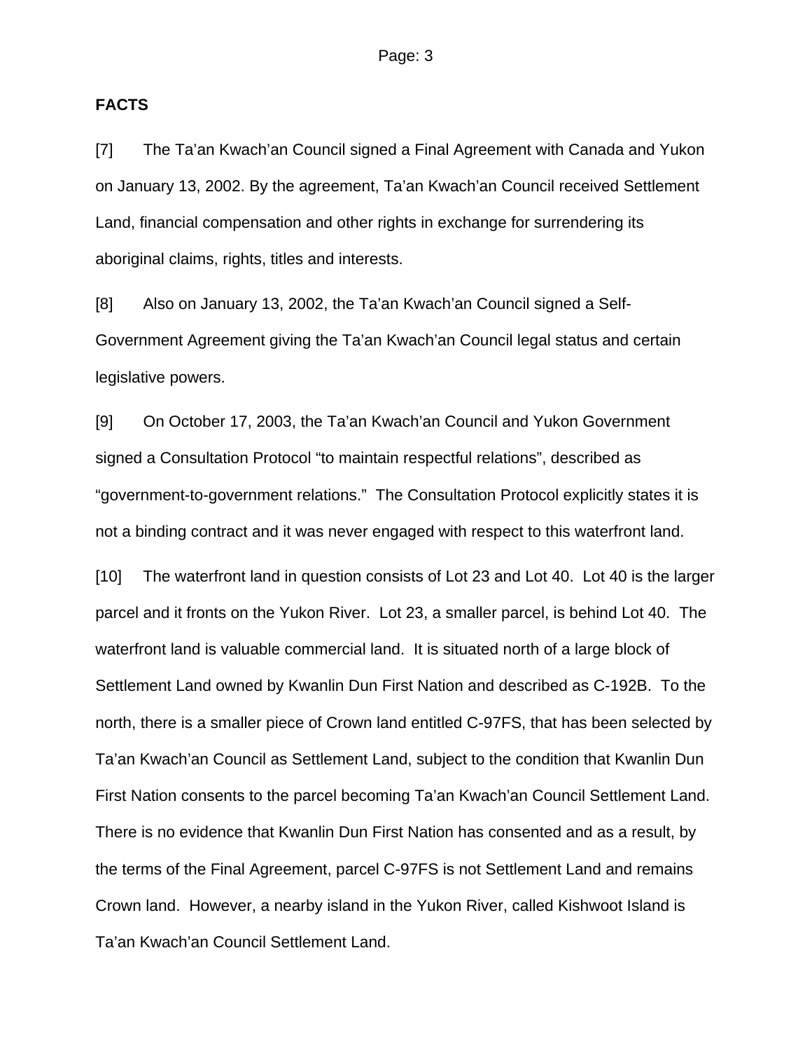**FACTS**

[7] The Ta'an Kwach'an Council signed a Final Agreement with Canada and Yukon on January 13, 2002. By the agreement, Ta'an Kwach'an Council received Settlement Land, financial compensation and other rights in exchange for surrendering its aboriginal claims, rights, titles and interests.

[8] Also on January 13, 2002, the Ta'an Kwach'an Council signed a Self-Government Agreement giving the Ta'an Kwach'an Council legal status and certain legislative powers.

[9] On October 17, 2003, the Ta'an Kwach'an Council and Yukon Government signed a Consultation Protocol "to maintain respectful relations", described as "government-to-government relations." The Consultation Protocol explicitly states it is not a binding contract and it was never engaged with respect to this waterfront land.

[10] The waterfront land in question consists of Lot 23 and Lot 40. Lot 40 is the larger parcel and it fronts on the Yukon River. Lot 23, a smaller parcel, is behind Lot 40. The waterfront land is valuable commercial land. It is situated north of a large block of Settlement Land owned by Kwanlin Dun First Nation and described as C-192B. To the north, there is a smaller piece of Crown land entitled C-97FS, that has been selected by Ta'an Kwach'an Council as Settlement Land, subject to the condition that Kwanlin Dun First Nation consents to the parcel becoming Ta'an Kwach'an Council Settlement Land. There is no evidence that Kwanlin Dun First Nation has consented and as a result, by the terms of the Final Agreement, parcel C-97FS is not Settlement Land and remains Crown land. However, a nearby island in the Yukon River, called Kishwoot Island is Ta'an Kwach'an Council Settlement Land.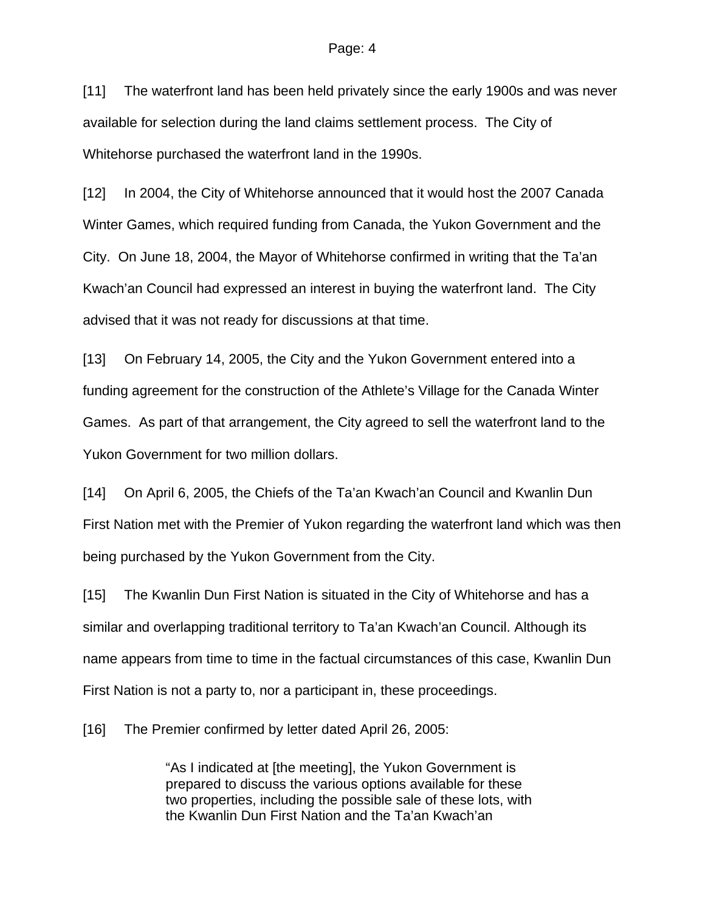[11] The waterfront land has been held privately since the early 1900s and was never available for selection during the land claims settlement process. The City of Whitehorse purchased the waterfront land in the 1990s.

[12] In 2004, the City of Whitehorse announced that it would host the 2007 Canada Winter Games, which required funding from Canada, the Yukon Government and the City. On June 18, 2004, the Mayor of Whitehorse confirmed in writing that the Ta'an Kwach'an Council had expressed an interest in buying the waterfront land. The City advised that it was not ready for discussions at that time.

[13] On February 14, 2005, the City and the Yukon Government entered into a funding agreement for the construction of the Athlete's Village for the Canada Winter Games. As part of that arrangement, the City agreed to sell the waterfront land to the Yukon Government for two million dollars.

[14] On April 6, 2005, the Chiefs of the Ta'an Kwach'an Council and Kwanlin Dun First Nation met with the Premier of Yukon regarding the waterfront land which was then being purchased by the Yukon Government from the City.

[15] The Kwanlin Dun First Nation is situated in the City of Whitehorse and has a similar and overlapping traditional territory to Ta'an Kwach'an Council. Although its name appears from time to time in the factual circumstances of this case, Kwanlin Dun First Nation is not a party to, nor a participant in, these proceedings.

[16] The Premier confirmed by letter dated April 26, 2005:

> "As I indicated at [the meeting], the Yukon Government is prepared to discuss the various options available for these two properties, including the possible sale of these lots, with the Kwanlin Dun First Nation and the Ta'an Kwach'an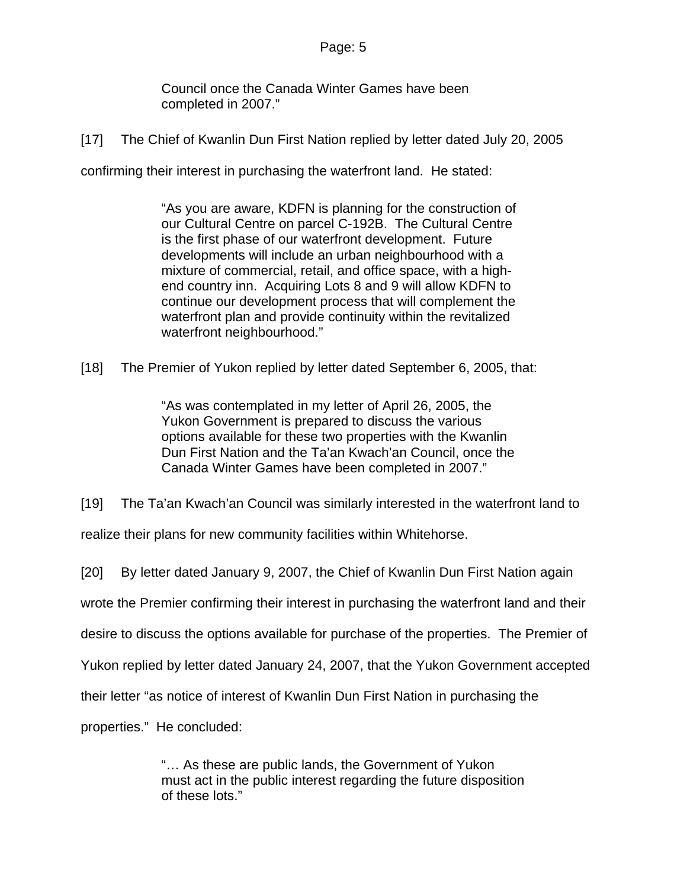> Council once the Canada Winter Games have been completed in 2007."

[17] The Chief of Kwanlin Dun First Nation replied by letter dated July 20, 2005 confirming their interest in purchasing the waterfront land. He stated:

> "As you are aware, KDFN is planning for the construction of our Cultural Centre on parcel C-192B. The Cultural Centre is the first phase of our waterfront development. Future developments will include an urban neighbourhood with a mixture of commercial, retail, and office space, with a high-end country inn. Acquiring Lots 8 and 9 will allow KDFN to continue our development process that will complement the waterfront plan and provide continuity within the revitalized waterfront neighbourhood."

[18] The Premier of Yukon replied by letter dated September 6, 2005, that:

> "As was contemplated in my letter of April 26, 2005, the Yukon Government is prepared to discuss the various options available for these two properties with the Kwanlin Dun First Nation and the Ta'an Kwach'an Council, once the Canada Winter Games have been completed in 2007."

[19] The Ta'an Kwach'an Council was similarly interested in the waterfront land to realize their plans for new community facilities within Whitehorse.

[20] By letter dated January 9, 2007, the Chief of Kwanlin Dun First Nation again wrote the Premier confirming their interest in purchasing the waterfront land and their desire to discuss the options available for purchase of the properties. The Premier of Yukon replied by letter dated January 24, 2007, that the Yukon Government accepted their letter "as notice of interest of Kwanlin Dun First Nation in purchasing the properties." He concluded:

> "… As these are public lands, the Government of Yukon must act in the public interest regarding the future disposition of these lots."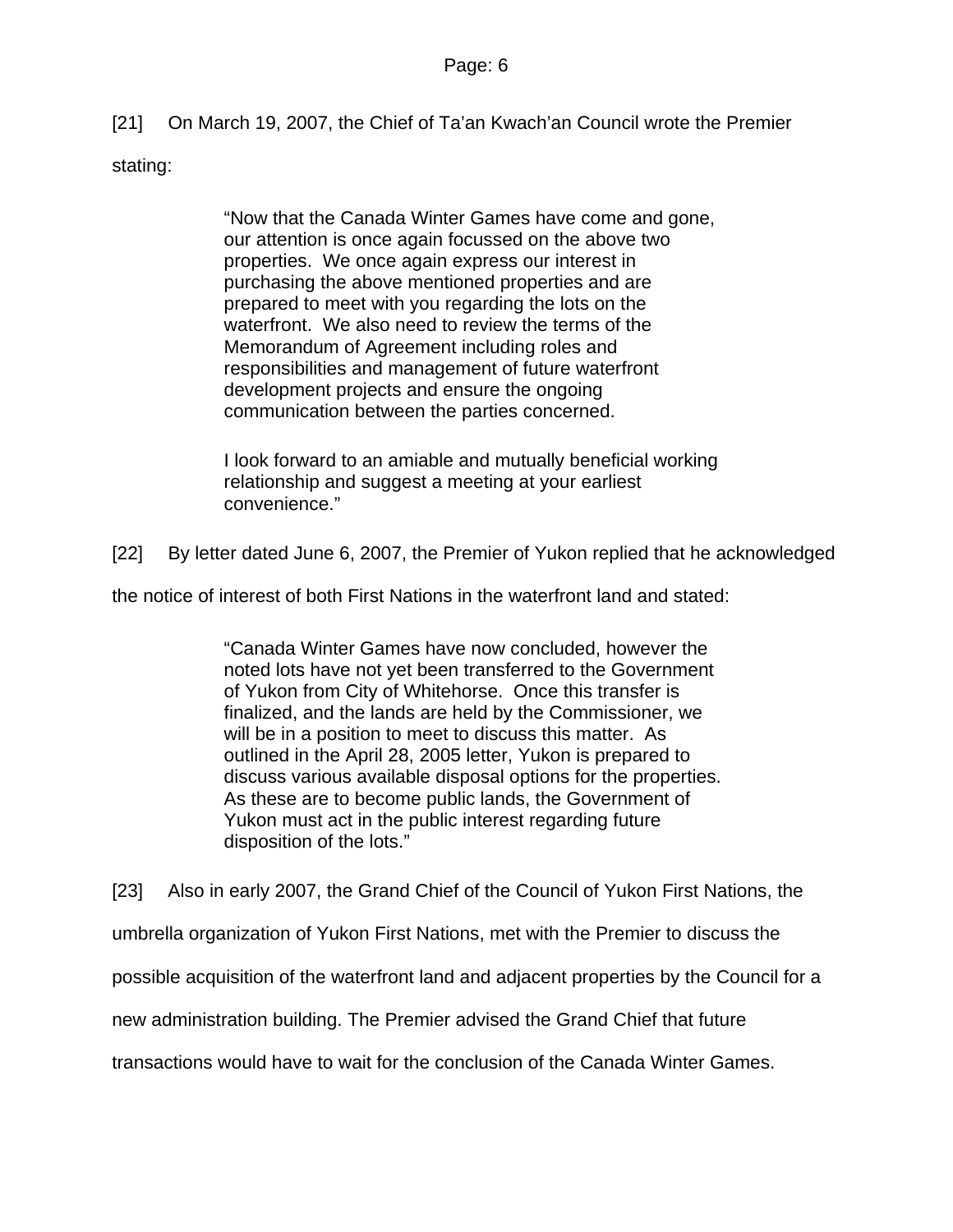[21] On March 19, 2007, the Chief of Ta'an Kwach'an Council wrote the Premier stating:

> "Now that the Canada Winter Games have come and gone, our attention is once again focussed on the above two properties. We once again express our interest in purchasing the above mentioned properties and are prepared to meet with you regarding the lots on the waterfront. We also need to review the terms of the Memorandum of Agreement including roles and responsibilities and management of future waterfront development projects and ensure the ongoing communication between the parties concerned.
>
> I look forward to an amiable and mutually beneficial working relationship and suggest a meeting at your earliest convenience."

[22] By letter dated June 6, 2007, the Premier of Yukon replied that he acknowledged the notice of interest of both First Nations in the waterfront land and stated:

> "Canada Winter Games have now concluded, however the noted lots have not yet been transferred to the Government of Yukon from City of Whitehorse. Once this transfer is finalized, and the lands are held by the Commissioner, we will be in a position to meet to discuss this matter. As outlined in the April 28, 2005 letter, Yukon is prepared to discuss various available disposal options for the properties. As these are to become public lands, the Government of Yukon must act in the public interest regarding future disposition of the lots."

[23] Also in early 2007, the Grand Chief of the Council of Yukon First Nations, the umbrella organization of Yukon First Nations, met with the Premier to discuss the possible acquisition of the waterfront land and adjacent properties by the Council for a new administration building. The Premier advised the Grand Chief that future transactions would have to wait for the conclusion of the Canada Winter Games.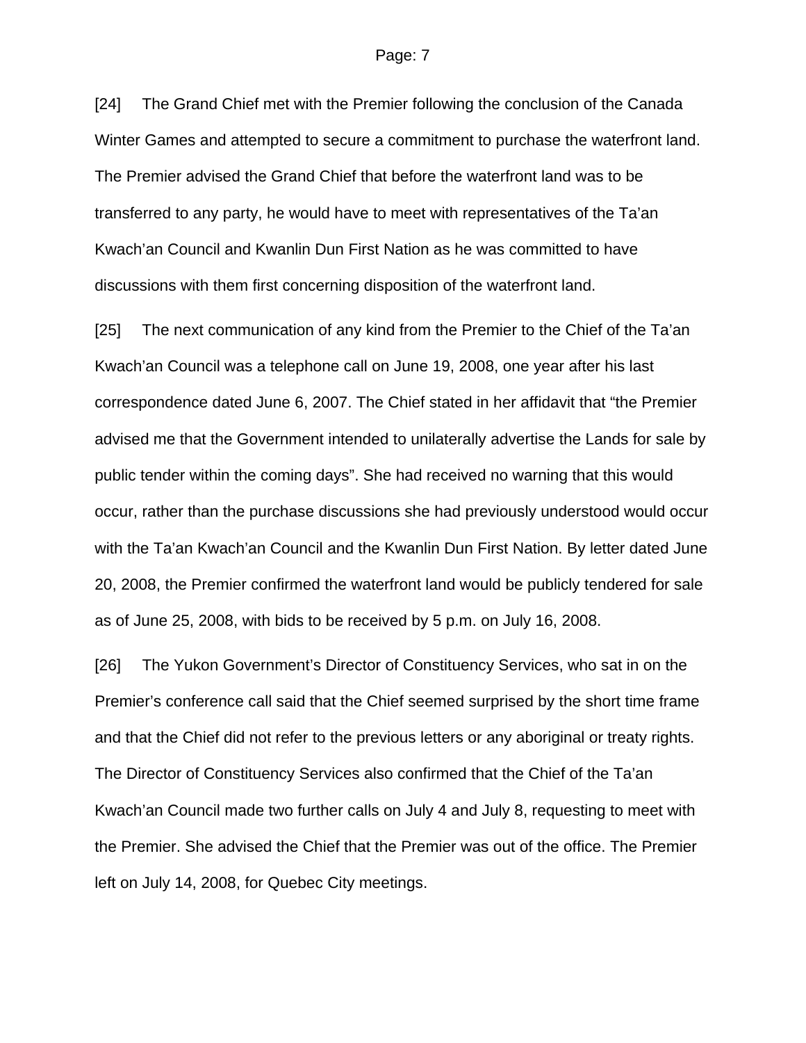[24] The Grand Chief met with the Premier following the conclusion of the Canada Winter Games and attempted to secure a commitment to purchase the waterfront land. The Premier advised the Grand Chief that before the waterfront land was to be transferred to any party, he would have to meet with representatives of the Ta'an Kwach'an Council and Kwanlin Dun First Nation as he was committed to have discussions with them first concerning disposition of the waterfront land.

[25] The next communication of any kind from the Premier to the Chief of the Ta'an Kwach'an Council was a telephone call on June 19, 2008, one year after his last correspondence dated June 6, 2007. The Chief stated in her affidavit that "the Premier advised me that the Government intended to unilaterally advertise the Lands for sale by public tender within the coming days". She had received no warning that this would occur, rather than the purchase discussions she had previously understood would occur with the Ta'an Kwach'an Council and the Kwanlin Dun First Nation. By letter dated June 20, 2008, the Premier confirmed the waterfront land would be publicly tendered for sale as of June 25, 2008, with bids to be received by 5 p.m. on July 16, 2008.

[26] The Yukon Government's Director of Constituency Services, who sat in on the Premier's conference call said that the Chief seemed surprised by the short time frame and that the Chief did not refer to the previous letters or any aboriginal or treaty rights. The Director of Constituency Services also confirmed that the Chief of the Ta'an Kwach'an Council made two further calls on July 4 and July 8, requesting to meet with the Premier. She advised the Chief that the Premier was out of the office. The Premier left on July 14, 2008, for Quebec City meetings.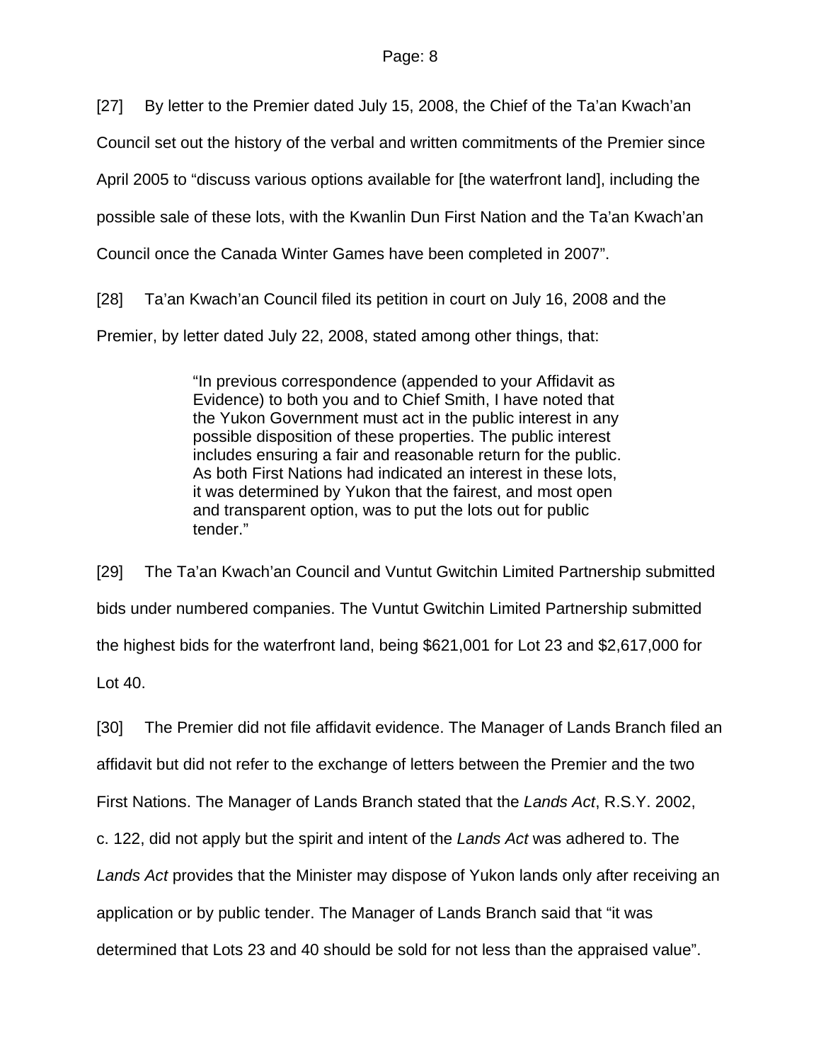[27] By letter to the Premier dated July 15, 2008, the Chief of the Ta'an Kwach'an Council set out the history of the verbal and written commitments of the Premier since April 2005 to "discuss various options available for [the waterfront land], including the possible sale of these lots, with the Kwanlin Dun First Nation and the Ta'an Kwach'an Council once the Canada Winter Games have been completed in 2007".

[28] Ta'an Kwach'an Council filed its petition in court on July 16, 2008 and the Premier, by letter dated July 22, 2008, stated among other things, that:

> "In previous correspondence (appended to your Affidavit as Evidence) to both you and to Chief Smith, I have noted that the Yukon Government must act in the public interest in any possible disposition of these properties. The public interest includes ensuring a fair and reasonable return for the public. As both First Nations had indicated an interest in these lots, it was determined by Yukon that the fairest, and most open and transparent option, was to put the lots out for public tender."

[29] The Ta'an Kwach'an Council and Vuntut Gwitchin Limited Partnership submitted bids under numbered companies. The Vuntut Gwitchin Limited Partnership submitted the highest bids for the waterfront land, being $621,001 for Lot 23 and $2,617,000 for Lot 40.

[30] The Premier did not file affidavit evidence. The Manager of Lands Branch filed an affidavit but did not refer to the exchange of letters between the Premier and the two First Nations. The Manager of Lands Branch stated that the *Lands Act*, R.S.Y. 2002, c. 122, did not apply but the spirit and intent of the *Lands Act* was adhered to. The *Lands Act* provides that the Minister may dispose of Yukon lands only after receiving an application or by public tender. The Manager of Lands Branch said that "it was determined that Lots 23 and 40 should be sold for not less than the appraised value".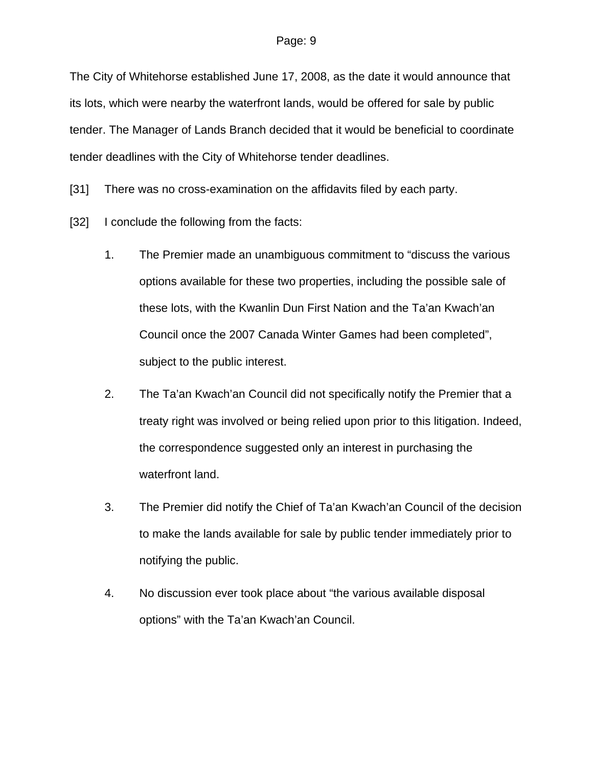The City of Whitehorse established June 17, 2008, as the date it would announce that its lots, which were nearby the waterfront lands, would be offered for sale by public tender. The Manager of Lands Branch decided that it would be beneficial to coordinate tender deadlines with the City of Whitehorse tender deadlines.

[31] There was no cross-examination on the affidavits filed by each party.

[32] I conclude the following from the facts:

1. The Premier made an unambiguous commitment to "discuss the various options available for these two properties, including the possible sale of these lots, with the Kwanlin Dun First Nation and the Ta'an Kwach'an Council once the 2007 Canada Winter Games had been completed", subject to the public interest.

2. The Ta'an Kwach'an Council did not specifically notify the Premier that a treaty right was involved or being relied upon prior to this litigation. Indeed, the correspondence suggested only an interest in purchasing the waterfront land.

3. The Premier did notify the Chief of Ta'an Kwach'an Council of the decision to make the lands available for sale by public tender immediately prior to notifying the public.

4. No discussion ever took place about "the various available disposal options" with the Ta'an Kwach'an Council.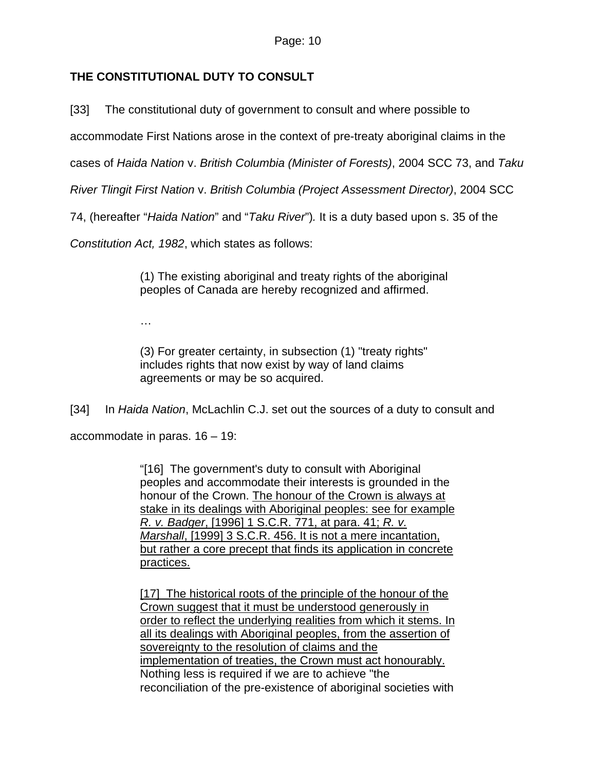## THE CONSTITUTIONAL DUTY TO CONSULT

[33] The constitutional duty of government to consult and where possible to accommodate First Nations arose in the context of pre-treaty aboriginal claims in the cases of *Haida Nation* v. *British Columbia (Minister of Forests)*, 2004 SCC 73, and *Taku River Tlingit First Nation* v. *British Columbia (Project Assessment Director)*, 2004 SCC 74, (hereafter "*Haida Nation*" and "*Taku River*")*.* It is a duty based upon s. 35 of the *Constitution Act, 1982*, which states as follows:

> (1) The existing aboriginal and treaty rights of the aboriginal peoples of Canada are hereby recognized and affirmed.
>
> …
>
> (3) For greater certainty, in subsection (1) "treaty rights" includes rights that now exist by way of land claims agreements or may be so acquired.

[34] In *Haida Nation*, McLachlin C.J. set out the sources of a duty to consult and accommodate in paras. 16 – 19:

> "[16] The government's duty to consult with Aboriginal peoples and accommodate their interests is grounded in the honour of the Crown. <u>The honour of the Crown is always at stake in its dealings with Aboriginal peoples: see for example *R. v. Badger*, [1996] 1 S.C.R. 771, at para. 41; *R. v. Marshall*, [1999] 3 S.C.R. 456. It is not a mere incantation, but rather a core precept that finds its application in concrete practices.</u>
>
> <u>[17] The historical roots of the principle of the honour of the Crown suggest that it must be understood generously in order to reflect the underlying realities from which it stems. In all its dealings with Aboriginal peoples, from the assertion of sovereignty to the resolution of claims and the implementation of treaties, the Crown must act honourably.</u> Nothing less is required if we are to achieve "the reconciliation of the pre-existence of aboriginal societies with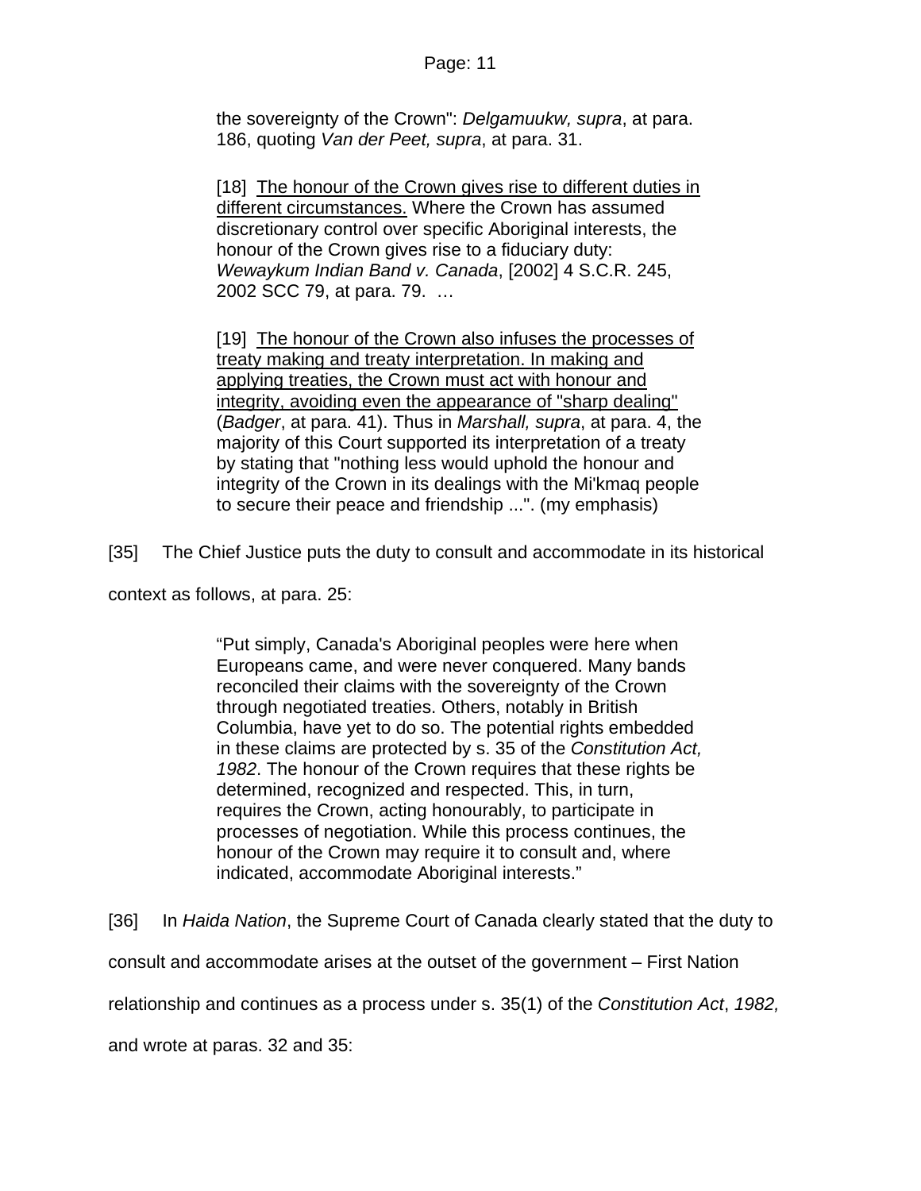> the sovereignty of the Crown": *Delgamuukw, supra*, at para. 186, quoting *Van der Peet, supra*, at para. 31.
>
> [18] <u>The honour of the Crown gives rise to different duties in different circumstances.</u> Where the Crown has assumed discretionary control over specific Aboriginal interests, the honour of the Crown gives rise to a fiduciary duty: *Wewaykum Indian Band v. Canada*, [2002] 4 S.C.R. 245, 2002 SCC 79, at para. 79. …
>
> [19] <u>The honour of the Crown also infuses the processes of treaty making and treaty interpretation. In making and applying treaties, the Crown must act with honour and integrity, avoiding even the appearance of "sharp dealing"</u> (*Badger*, at para. 41). Thus in *Marshall, supra*, at para. 4, the majority of this Court supported its interpretation of a treaty by stating that "nothing less would uphold the honour and integrity of the Crown in its dealings with the Mi'kmaq people to secure their peace and friendship ...". (my emphasis)

[35] The Chief Justice puts the duty to consult and accommodate in its historical context as follows, at para. 25:

> "Put simply, Canada's Aboriginal peoples were here when Europeans came, and were never conquered. Many bands reconciled their claims with the sovereignty of the Crown through negotiated treaties. Others, notably in British Columbia, have yet to do so. The potential rights embedded in these claims are protected by s. 35 of the *Constitution Act, 1982*. The honour of the Crown requires that these rights be determined, recognized and respected. This, in turn, requires the Crown, acting honourably, to participate in processes of negotiation. While this process continues, the honour of the Crown may require it to consult and, where indicated, accommodate Aboriginal interests."

[36] In *Haida Nation*, the Supreme Court of Canada clearly stated that the duty to consult and accommodate arises at the outset of the government – First Nation relationship and continues as a process under s. 35(1) of the *Constitution Act*, *1982,* and wrote at paras. 32 and 35: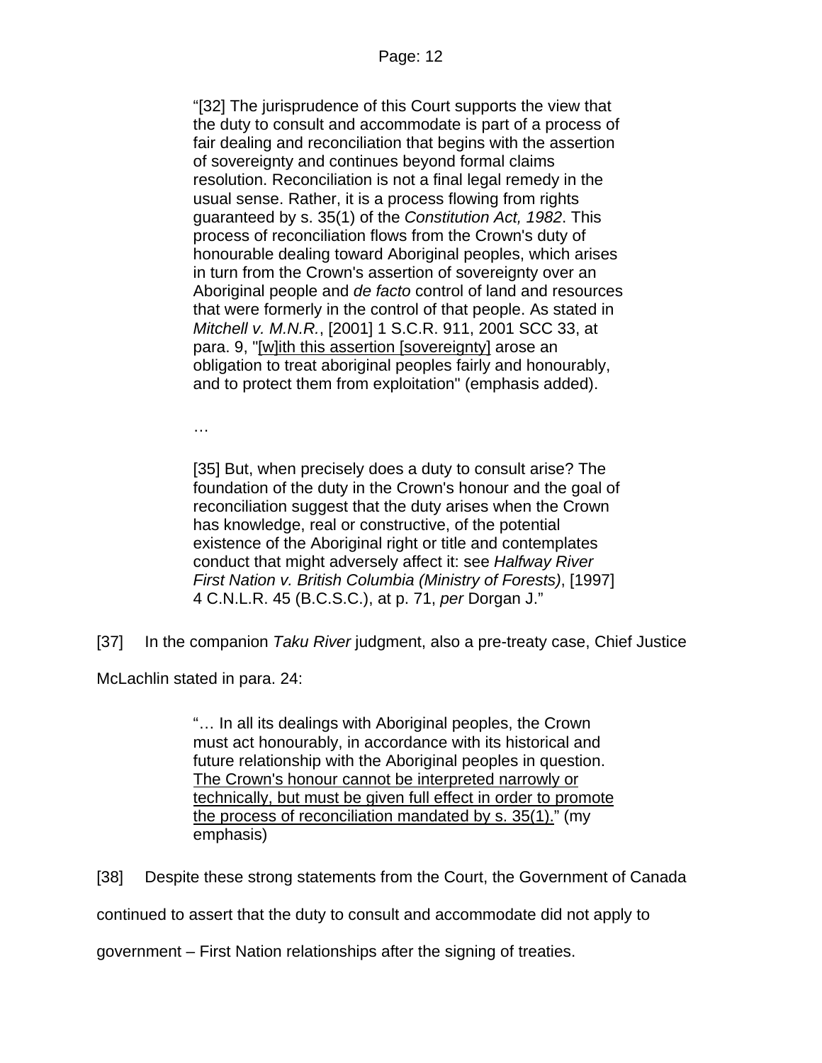> "[32] The jurisprudence of this Court supports the view that the duty to consult and accommodate is part of a process of fair dealing and reconciliation that begins with the assertion of sovereignty and continues beyond formal claims resolution. Reconciliation is not a final legal remedy in the usual sense. Rather, it is a process flowing from rights guaranteed by s. 35(1) of the *Constitution Act, 1982*. This process of reconciliation flows from the Crown's duty of honourable dealing toward Aboriginal peoples, which arises in turn from the Crown's assertion of sovereignty over an Aboriginal people and *de facto* control of land and resources that were formerly in the control of that people. As stated in *Mitchell v. M.N.R.*, [2001] 1 S.C.R. 911, 2001 SCC 33, at para. 9, "<u>[w]ith this assertion [sovereignty]</u> arose an obligation to treat aboriginal peoples fairly and honourably, and to protect them from exploitation" (emphasis added).
>
> …
>
> [35] But, when precisely does a duty to consult arise? The foundation of the duty in the Crown's honour and the goal of reconciliation suggest that the duty arises when the Crown has knowledge, real or constructive, of the potential existence of the Aboriginal right or title and contemplates conduct that might adversely affect it: see *Halfway River First Nation v. British Columbia (Ministry of Forests)*, [1997] 4 C.N.L.R. 45 (B.C.S.C.), at p. 71, *per* Dorgan J."

[37] In the companion *Taku River* judgment, also a pre-treaty case, Chief Justice McLachlin stated in para. 24:

> "… In all its dealings with Aboriginal peoples, the Crown must act honourably, in accordance with its historical and future relationship with the Aboriginal peoples in question. <u>The Crown's honour cannot be interpreted narrowly or technically, but must be given full effect in order to promote the process of reconciliation mandated by s. 35(1).</u>" (my emphasis)

[38] Despite these strong statements from the Court, the Government of Canada continued to assert that the duty to consult and accommodate did not apply to government – First Nation relationships after the signing of treaties.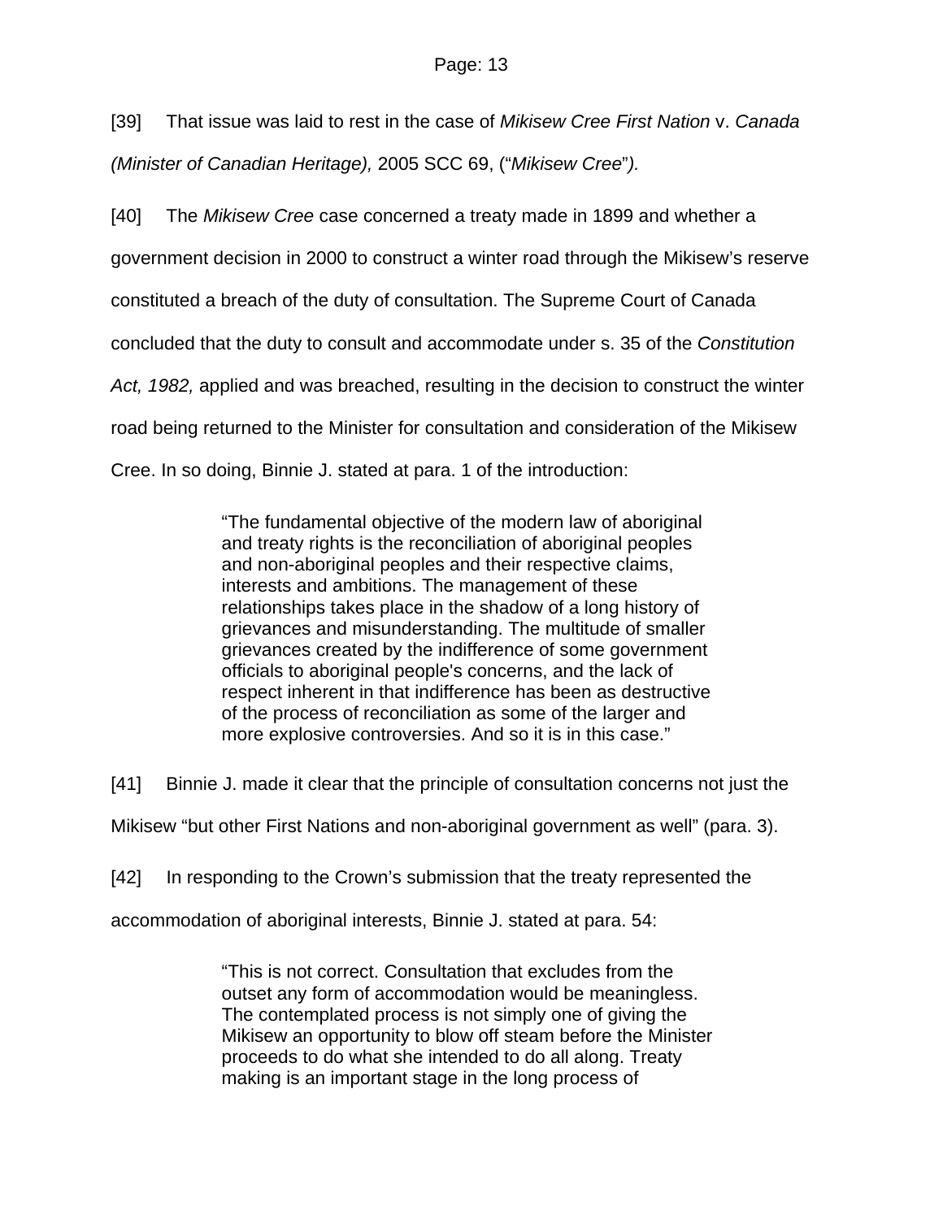[39] That issue was laid to rest in the case of *Mikisew Cree First Nation* v. *Canada (Minister of Canadian Heritage),* 2005 SCC 69, ("*Mikisew Cree*"*).*

[40] The *Mikisew Cree* case concerned a treaty made in 1899 and whether a government decision in 2000 to construct a winter road through the Mikisew's reserve constituted a breach of the duty of consultation. The Supreme Court of Canada concluded that the duty to consult and accommodate under s. 35 of the *Constitution Act, 1982,* applied and was breached, resulting in the decision to construct the winter road being returned to the Minister for consultation and consideration of the Mikisew Cree. In so doing, Binnie J. stated at para. 1 of the introduction:

> "The fundamental objective of the modern law of aboriginal and treaty rights is the reconciliation of aboriginal peoples and non-aboriginal peoples and their respective claims, interests and ambitions. The management of these relationships takes place in the shadow of a long history of grievances and misunderstanding. The multitude of smaller grievances created by the indifference of some government officials to aboriginal people's concerns, and the lack of respect inherent in that indifference has been as destructive of the process of reconciliation as some of the larger and more explosive controversies. And so it is in this case."

[41] Binnie J. made it clear that the principle of consultation concerns not just the Mikisew "but other First Nations and non-aboriginal government as well" (para. 3).

[42] In responding to the Crown's submission that the treaty represented the accommodation of aboriginal interests, Binnie J. stated at para. 54:

> "This is not correct. Consultation that excludes from the outset any form of accommodation would be meaningless. The contemplated process is not simply one of giving the Mikisew an opportunity to blow off steam before the Minister proceeds to do what she intended to do all along. Treaty making is an important stage in the long process of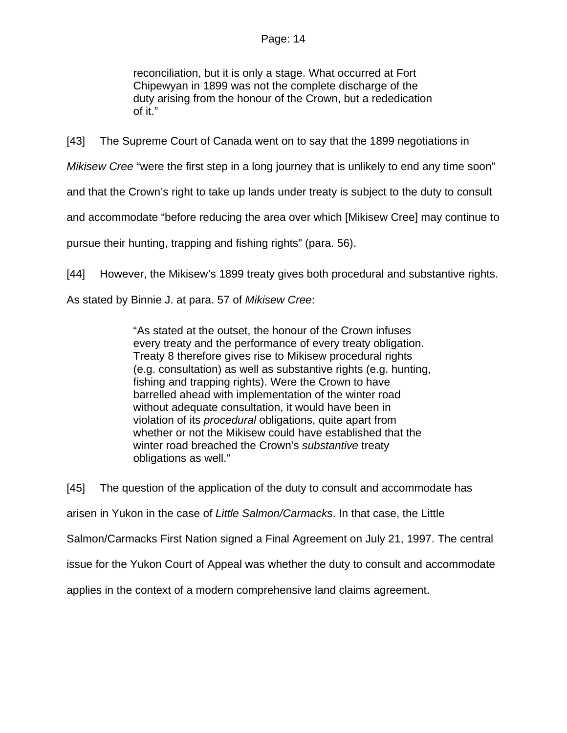> reconciliation, but it is only a stage. What occurred at Fort Chipewyan in 1899 was not the complete discharge of the duty arising from the honour of the Crown, but a rededication of it."

[43] The Supreme Court of Canada went on to say that the 1899 negotiations in *Mikisew Cree* "were the first step in a long journey that is unlikely to end any time soon" and that the Crown's right to take up lands under treaty is subject to the duty to consult and accommodate "before reducing the area over which [Mikisew Cree] may continue to pursue their hunting, trapping and fishing rights" (para. 56).

[44] However, the Mikisew's 1899 treaty gives both procedural and substantive rights. As stated by Binnie J. at para. 57 of *Mikisew Cree*:

> "As stated at the outset, the honour of the Crown infuses every treaty and the performance of every treaty obligation. Treaty 8 therefore gives rise to Mikisew procedural rights (e.g. consultation) as well as substantive rights (e.g. hunting, fishing and trapping rights). Were the Crown to have barrelled ahead with implementation of the winter road without adequate consultation, it would have been in violation of its *procedural* obligations, quite apart from whether or not the Mikisew could have established that the winter road breached the Crown's *substantive* treaty obligations as well."

[45] The question of the application of the duty to consult and accommodate has arisen in Yukon in the case of *Little Salmon/Carmacks*. In that case, the Little Salmon/Carmacks First Nation signed a Final Agreement on July 21, 1997. The central issue for the Yukon Court of Appeal was whether the duty to consult and accommodate applies in the context of a modern comprehensive land claims agreement.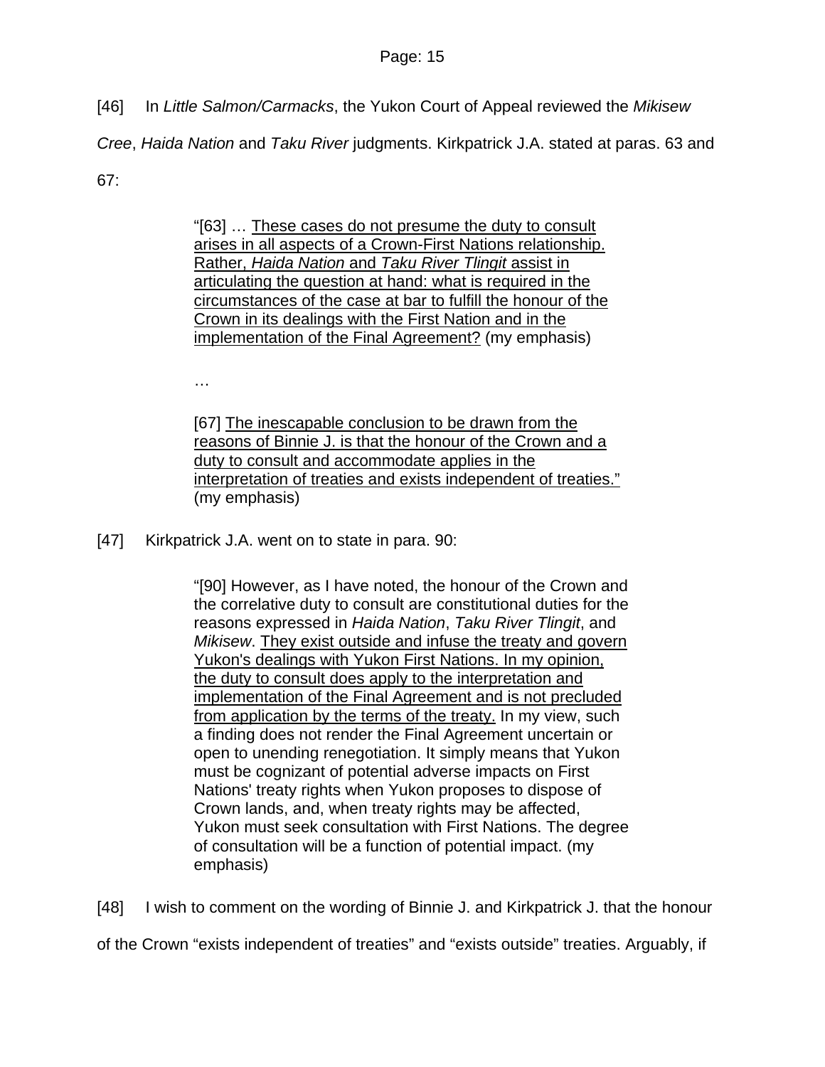[46] In *Little Salmon/Carmacks*, the Yukon Court of Appeal reviewed the *Mikisew Cree*, *Haida Nation* and *Taku River* judgments. Kirkpatrick J.A. stated at paras. 63 and 67:

> "[63] … <u>These cases do not presume the duty to consult arises in all aspects of a Crown-First Nations relationship. Rather, *Haida Nation* and *Taku River Tlingit* assist in articulating the question at hand: what is required in the circumstances of the case at bar to fulfill the honour of the Crown in its dealings with the First Nation and in the implementation of the Final Agreement?</u> (my emphasis)
>
> …
>
> [67] <u>The inescapable conclusion to be drawn from the reasons of Binnie J. is that the honour of the Crown and a duty to consult and accommodate applies in the interpretation of treaties and exists independent of treaties."</u> (my emphasis)

[47] Kirkpatrick J.A. went on to state in para. 90:

> "[90] However, as I have noted, the honour of the Crown and the correlative duty to consult are constitutional duties for the reasons expressed in *Haida Nation*, *Taku River Tlingit*, and *Mikisew*. <u>They exist outside and infuse the treaty and govern Yukon's dealings with Yukon First Nations. In my opinion, the duty to consult does apply to the interpretation and implementation of the Final Agreement and is not precluded from application by the terms of the treaty.</u> In my view, such a finding does not render the Final Agreement uncertain or open to unending renegotiation. It simply means that Yukon must be cognizant of potential adverse impacts on First Nations' treaty rights when Yukon proposes to dispose of Crown lands, and, when treaty rights may be affected, Yukon must seek consultation with First Nations. The degree of consultation will be a function of potential impact. (my emphasis)

[48] I wish to comment on the wording of Binnie J. and Kirkpatrick J. that the honour of the Crown "exists independent of treaties" and "exists outside" treaties. Arguably, if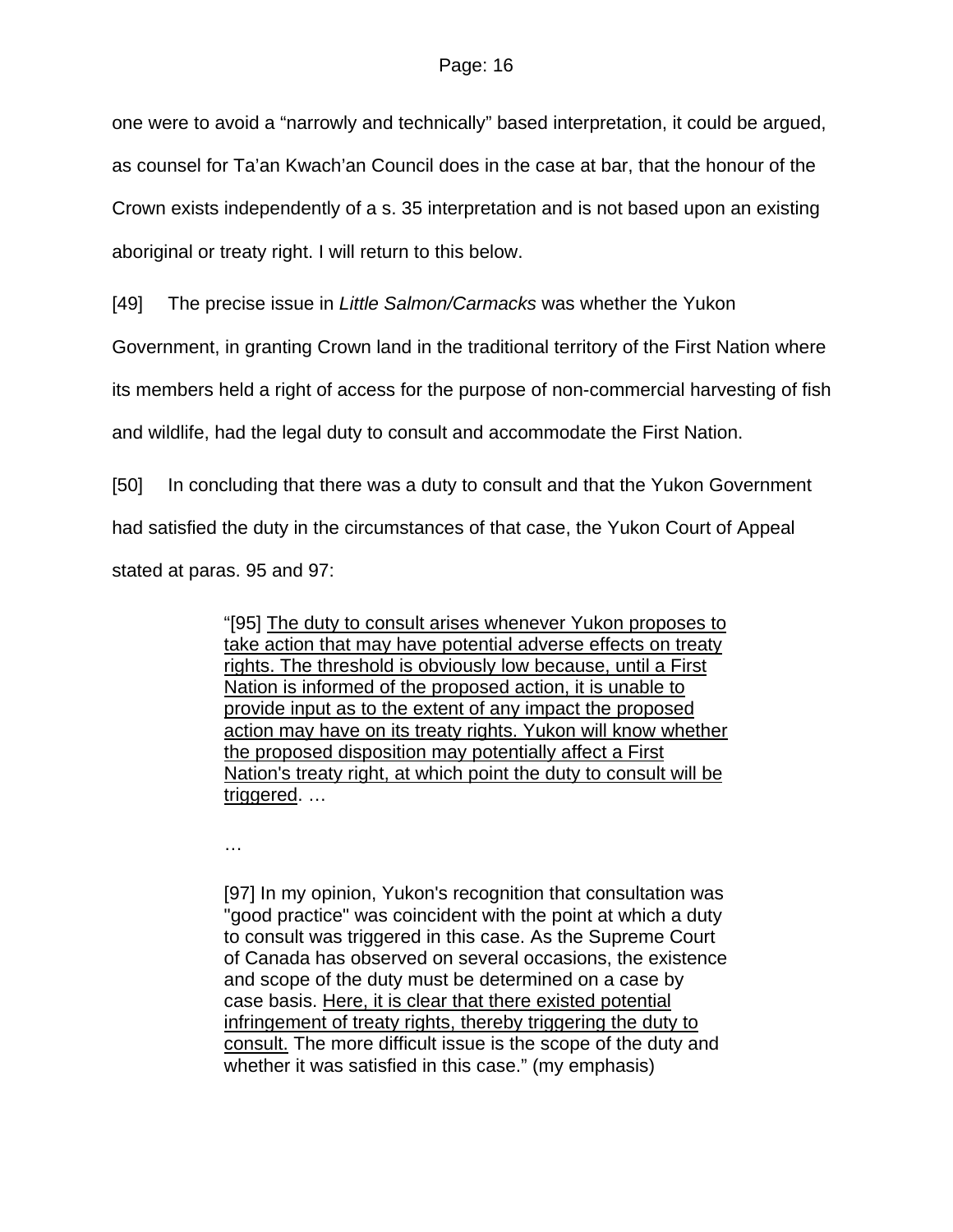one were to avoid a "narrowly and technically" based interpretation, it could be argued, as counsel for Ta'an Kwach'an Council does in the case at bar, that the honour of the Crown exists independently of a s. 35 interpretation and is not based upon an existing aboriginal or treaty right. I will return to this below.

[49] The precise issue in *Little Salmon/Carmacks* was whether the Yukon Government, in granting Crown land in the traditional territory of the First Nation where its members held a right of access for the purpose of non-commercial harvesting of fish and wildlife, had the legal duty to consult and accommodate the First Nation.

[50] In concluding that there was a duty to consult and that the Yukon Government had satisfied the duty in the circumstances of that case, the Yukon Court of Appeal stated at paras. 95 and 97:

> "[95] <u>The duty to consult arises whenever Yukon proposes to take action that may have potential adverse effects on treaty rights. The threshold is obviously low because, until a First Nation is informed of the proposed action, it is unable to provide input as to the extent of any impact the proposed action may have on its treaty rights. Yukon will know whether the proposed disposition may potentially affect a First Nation's treaty right, at which point the duty to consult will be triggered</u>. …
>
> …
>
> [97] In my opinion, Yukon's recognition that consultation was "good practice" was coincident with the point at which a duty to consult was triggered in this case. As the Supreme Court of Canada has observed on several occasions, the existence and scope of the duty must be determined on a case by case basis. <u>Here, it is clear that there existed potential infringement of treaty rights, thereby triggering the duty to consult.</u> The more difficult issue is the scope of the duty and whether it was satisfied in this case." (my emphasis)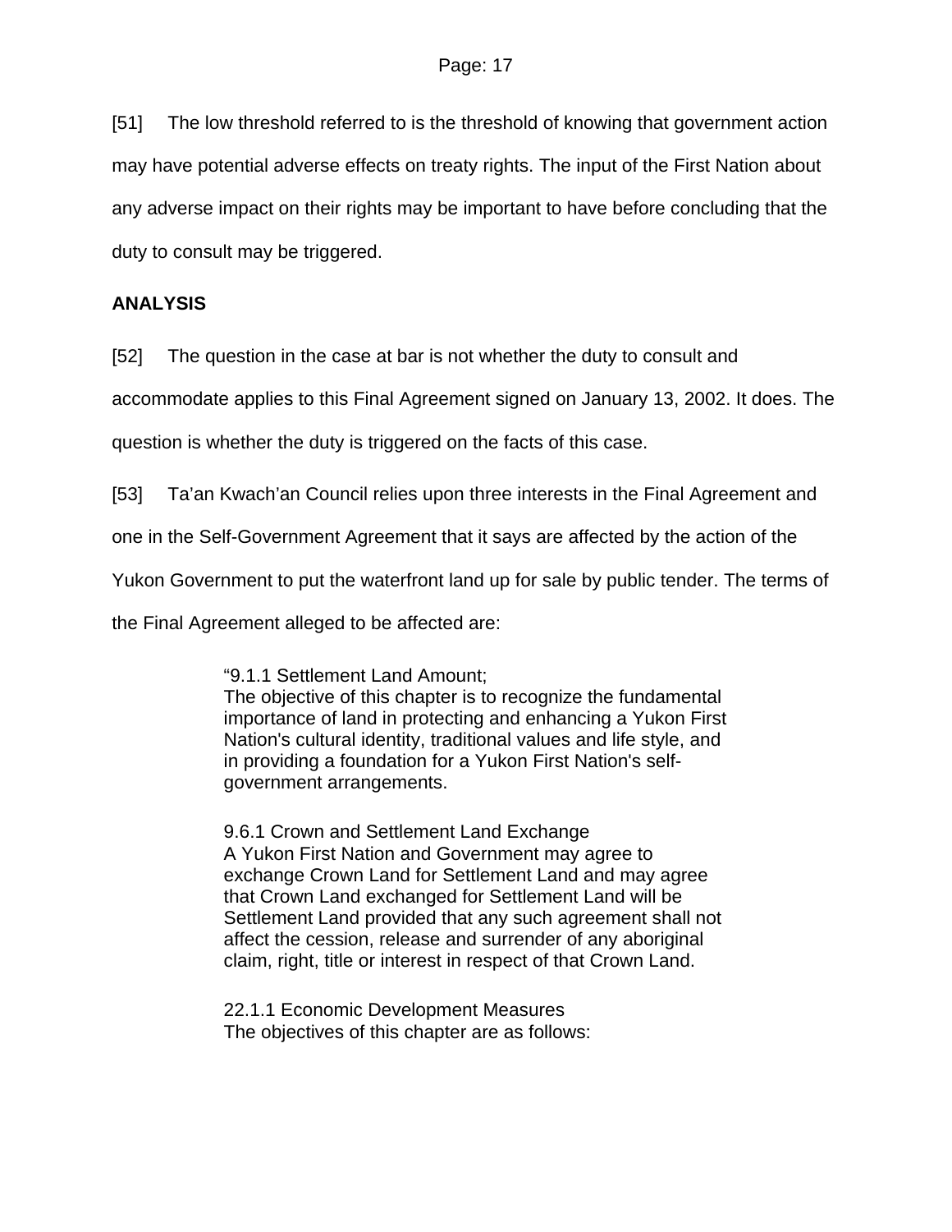[51] The low threshold referred to is the threshold of knowing that government action may have potential adverse effects on treaty rights. The input of the First Nation about any adverse impact on their rights may be important to have before concluding that the duty to consult may be triggered.

**ANALYSIS**

[52] The question in the case at bar is not whether the duty to consult and accommodate applies to this Final Agreement signed on January 13, 2002. It does. The question is whether the duty is triggered on the facts of this case.

[53] Ta'an Kwach'an Council relies upon three interests in the Final Agreement and one in the Self-Government Agreement that it says are affected by the action of the Yukon Government to put the waterfront land up for sale by public tender. The terms of the Final Agreement alleged to be affected are:

> "9.1.1 Settlement Land Amount;
> The objective of this chapter is to recognize the fundamental importance of land in protecting and enhancing a Yukon First Nation's cultural identity, traditional values and life style, and in providing a foundation for a Yukon First Nation's self-government arrangements.
>
> 9.6.1 Crown and Settlement Land Exchange
> A Yukon First Nation and Government may agree to exchange Crown Land for Settlement Land and may agree that Crown Land exchanged for Settlement Land will be Settlement Land provided that any such agreement shall not affect the cession, release and surrender of any aboriginal claim, right, title or interest in respect of that Crown Land.
>
> 22.1.1 Economic Development Measures
> The objectives of this chapter are as follows: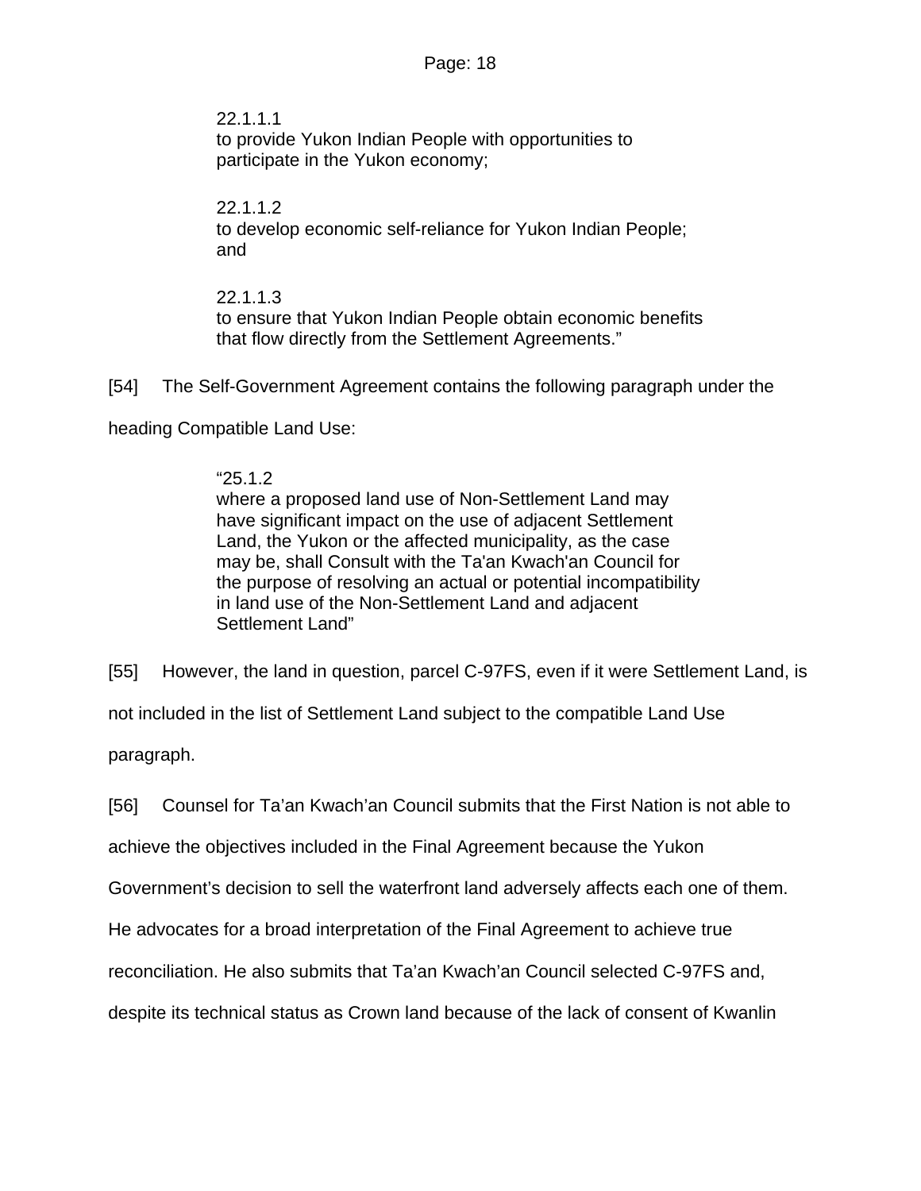22.1.1.1
to provide Yukon Indian People with opportunities to participate in the Yukon economy;

22.1.1.2
to develop economic self-reliance for Yukon Indian People; and

22.1.1.3
to ensure that Yukon Indian People obtain economic benefits that flow directly from the Settlement Agreements."

[54] The Self-Government Agreement contains the following paragraph under the heading Compatible Land Use:

> "25.1.2
> where a proposed land use of Non-Settlement Land may have significant impact on the use of adjacent Settlement Land, the Yukon or the affected municipality, as the case may be, shall Consult with the Ta'an Kwach'an Council for the purpose of resolving an actual or potential incompatibility in land use of the Non-Settlement Land and adjacent Settlement Land"

[55] However, the land in question, parcel C-97FS, even if it were Settlement Land, is not included in the list of Settlement Land subject to the compatible Land Use paragraph.

[56] Counsel for Ta'an Kwach'an Council submits that the First Nation is not able to achieve the objectives included in the Final Agreement because the Yukon Government's decision to sell the waterfront land adversely affects each one of them. He advocates for a broad interpretation of the Final Agreement to achieve true reconciliation. He also submits that Ta'an Kwach'an Council selected C-97FS and, despite its technical status as Crown land because of the lack of consent of Kwanlin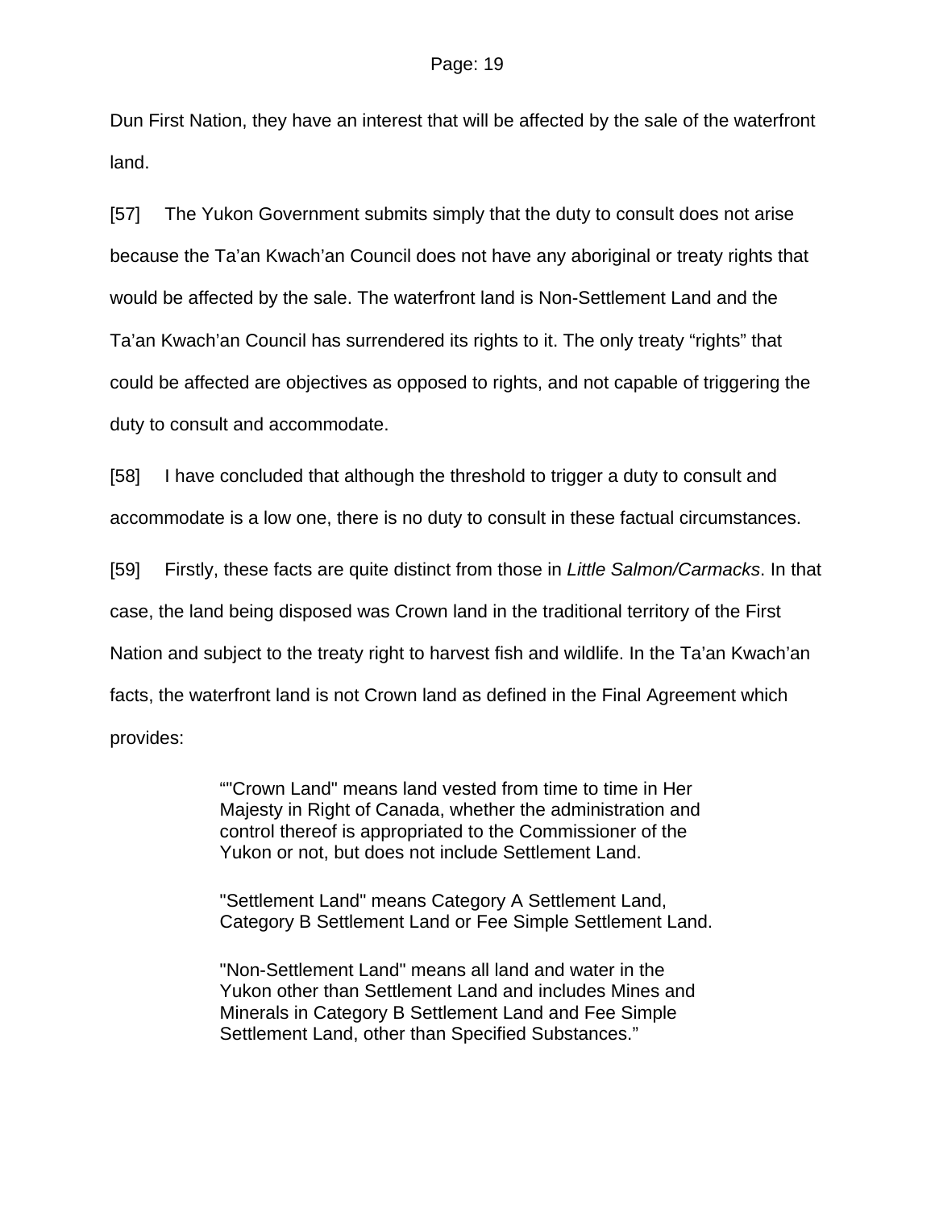Dun First Nation, they have an interest that will be affected by the sale of the waterfront land.

[57] The Yukon Government submits simply that the duty to consult does not arise because the Ta'an Kwach'an Council does not have any aboriginal or treaty rights that would be affected by the sale. The waterfront land is Non-Settlement Land and the Ta'an Kwach'an Council has surrendered its rights to it. The only treaty "rights" that could be affected are objectives as opposed to rights, and not capable of triggering the duty to consult and accommodate.

[58] I have concluded that although the threshold to trigger a duty to consult and accommodate is a low one, there is no duty to consult in these factual circumstances.

[59] Firstly, these facts are quite distinct from those in *Little Salmon/Carmacks*. In that case, the land being disposed was Crown land in the traditional territory of the First Nation and subject to the treaty right to harvest fish and wildlife. In the Ta'an Kwach'an facts, the waterfront land is not Crown land as defined in the Final Agreement which provides:

> ""Crown Land" means land vested from time to time in Her Majesty in Right of Canada, whether the administration and control thereof is appropriated to the Commissioner of the Yukon or not, but does not include Settlement Land.
>
> "Settlement Land" means Category A Settlement Land, Category B Settlement Land or Fee Simple Settlement Land.
>
> "Non-Settlement Land" means all land and water in the Yukon other than Settlement Land and includes Mines and Minerals in Category B Settlement Land and Fee Simple Settlement Land, other than Specified Substances."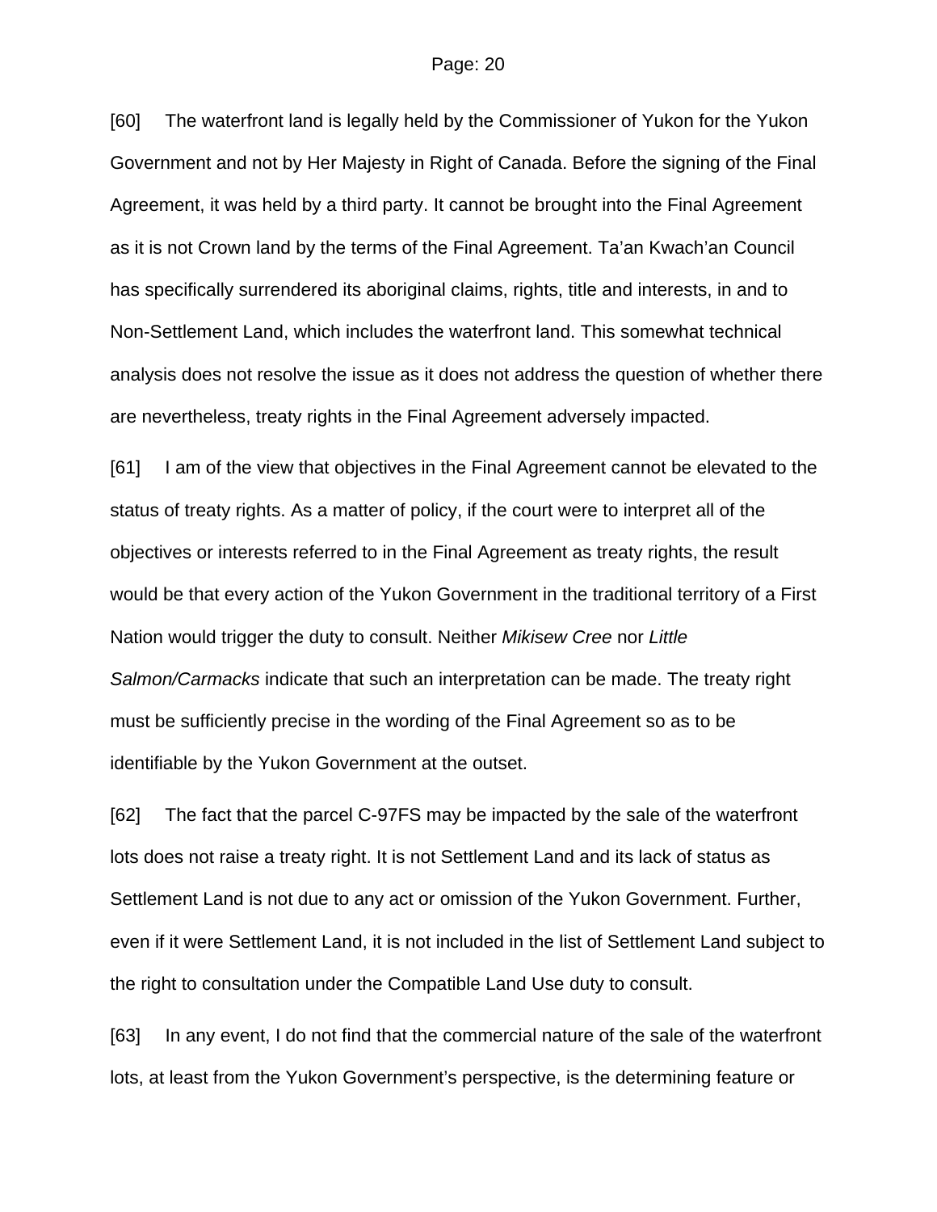[60] The waterfront land is legally held by the Commissioner of Yukon for the Yukon Government and not by Her Majesty in Right of Canada. Before the signing of the Final Agreement, it was held by a third party. It cannot be brought into the Final Agreement as it is not Crown land by the terms of the Final Agreement. Ta'an Kwach'an Council has specifically surrendered its aboriginal claims, rights, title and interests, in and to Non-Settlement Land, which includes the waterfront land. This somewhat technical analysis does not resolve the issue as it does not address the question of whether there are nevertheless, treaty rights in the Final Agreement adversely impacted.

[61] I am of the view that objectives in the Final Agreement cannot be elevated to the status of treaty rights. As a matter of policy, if the court were to interpret all of the objectives or interests referred to in the Final Agreement as treaty rights, the result would be that every action of the Yukon Government in the traditional territory of a First Nation would trigger the duty to consult. Neither *Mikisew Cree* nor *Little Salmon/Carmacks* indicate that such an interpretation can be made. The treaty right must be sufficiently precise in the wording of the Final Agreement so as to be identifiable by the Yukon Government at the outset.

[62] The fact that the parcel C-97FS may be impacted by the sale of the waterfront lots does not raise a treaty right. It is not Settlement Land and its lack of status as Settlement Land is not due to any act or omission of the Yukon Government. Further, even if it were Settlement Land, it is not included in the list of Settlement Land subject to the right to consultation under the Compatible Land Use duty to consult.

[63] In any event, I do not find that the commercial nature of the sale of the waterfront lots, at least from the Yukon Government's perspective, is the determining feature or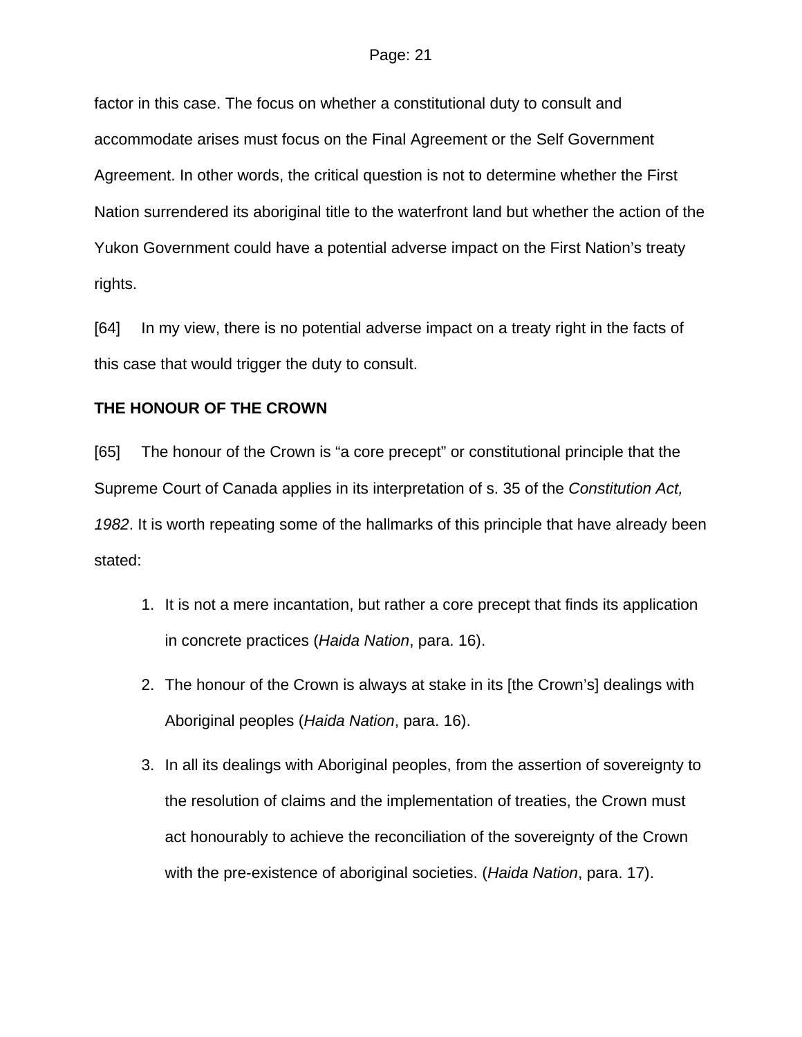factor in this case. The focus on whether a constitutional duty to consult and accommodate arises must focus on the Final Agreement or the Self Government Agreement. In other words, the critical question is not to determine whether the First Nation surrendered its aboriginal title to the waterfront land but whether the action of the Yukon Government could have a potential adverse impact on the First Nation's treaty rights.

[64] In my view, there is no potential adverse impact on a treaty right in the facts of this case that would trigger the duty to consult.

**THE HONOUR OF THE CROWN**

[65] The honour of the Crown is "a core precept" or constitutional principle that the Supreme Court of Canada applies in its interpretation of s. 35 of the *Constitution Act, 1982*. It is worth repeating some of the hallmarks of this principle that have already been stated:

1. It is not a mere incantation, but rather a core precept that finds its application in concrete practices (*Haida Nation*, para. 16).
2. The honour of the Crown is always at stake in its [the Crown's] dealings with Aboriginal peoples (*Haida Nation*, para. 16).
3. In all its dealings with Aboriginal peoples, from the assertion of sovereignty to the resolution of claims and the implementation of treaties, the Crown must act honourably to achieve the reconciliation of the sovereignty of the Crown with the pre-existence of aboriginal societies. (*Haida Nation*, para. 17).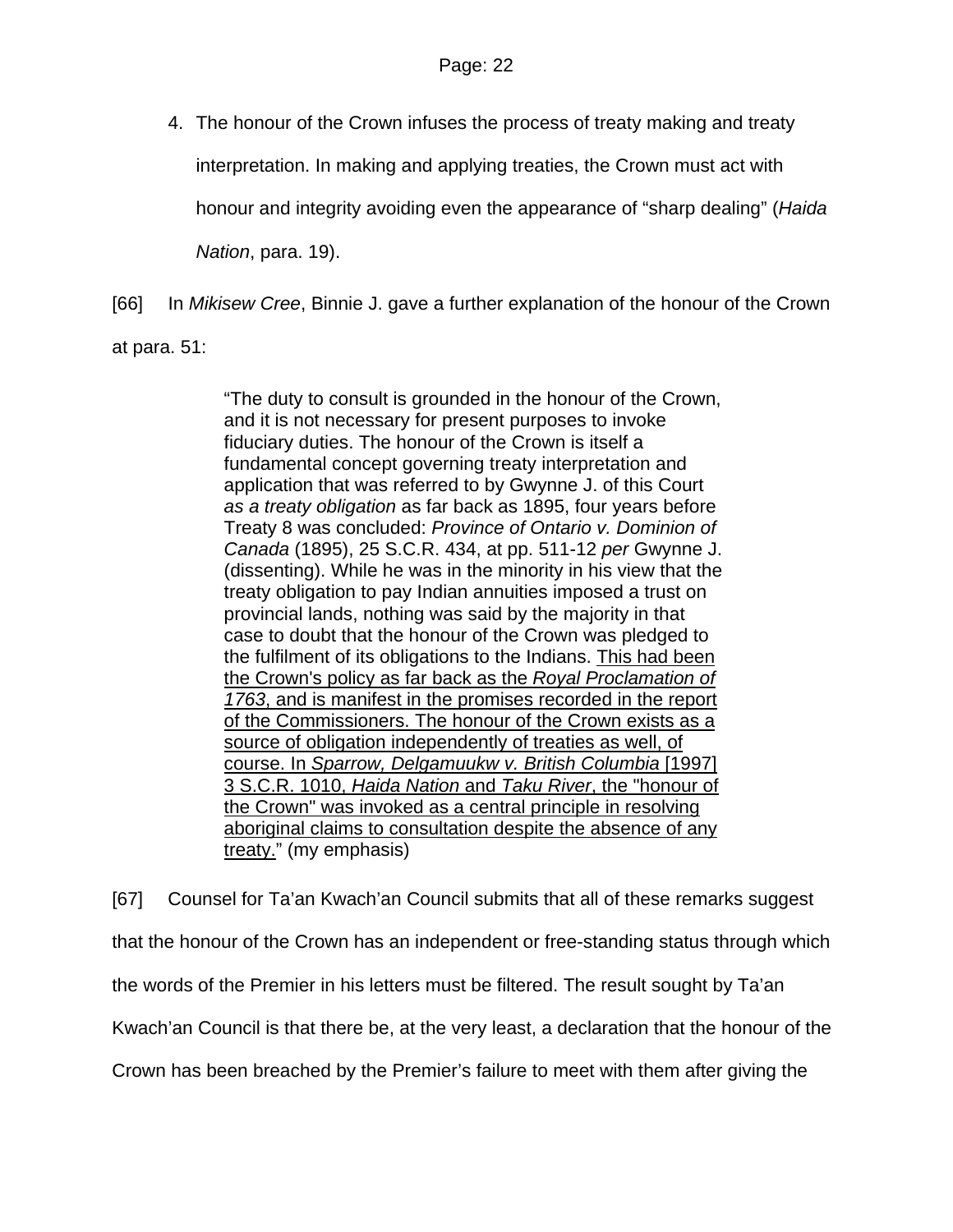4. The honour of the Crown infuses the process of treaty making and treaty interpretation. In making and applying treaties, the Crown must act with honour and integrity avoiding even the appearance of “sharp dealing” (*Haida Nation*, para. 19).

[66] In *Mikisew Cree*, Binnie J. gave a further explanation of the honour of the Crown at para. 51:

> “The duty to consult is grounded in the honour of the Crown, and it is not necessary for present purposes to invoke fiduciary duties. The honour of the Crown is itself a fundamental concept governing treaty interpretation and application that was referred to by Gwynne J. of this Court *as a treaty obligation* as far back as 1895, four years before Treaty 8 was concluded: *Province of Ontario v. Dominion of Canada* (1895), 25 S.C.R. 434, at pp. 511-12 *per* Gwynne J. (dissenting). While he was in the minority in his view that the treaty obligation to pay Indian annuities imposed a trust on provincial lands, nothing was said by the majority in that case to doubt that the honour of the Crown was pledged to the fulfilment of its obligations to the Indians. <u>This had been the Crown's policy as far back as the *Royal Proclamation of 1763*, and is manifest in the promises recorded in the report of the Commissioners. The honour of the Crown exists as a source of obligation independently of treaties as well, of course. In *Sparrow, Delgamuukw v. British Columbia* [1997] 3 S.C.R. 1010, *Haida Nation* and *Taku River*, the "honour of the Crown" was invoked as a central principle in resolving aboriginal claims to consultation despite the absence of any treaty.</u>” (my emphasis)

[67] Counsel for Ta’an Kwach’an Council submits that all of these remarks suggest that the honour of the Crown has an independent or free-standing status through which the words of the Premier in his letters must be filtered. The result sought by Ta’an Kwach’an Council is that there be, at the very least, a declaration that the honour of the Crown has been breached by the Premier’s failure to meet with them after giving the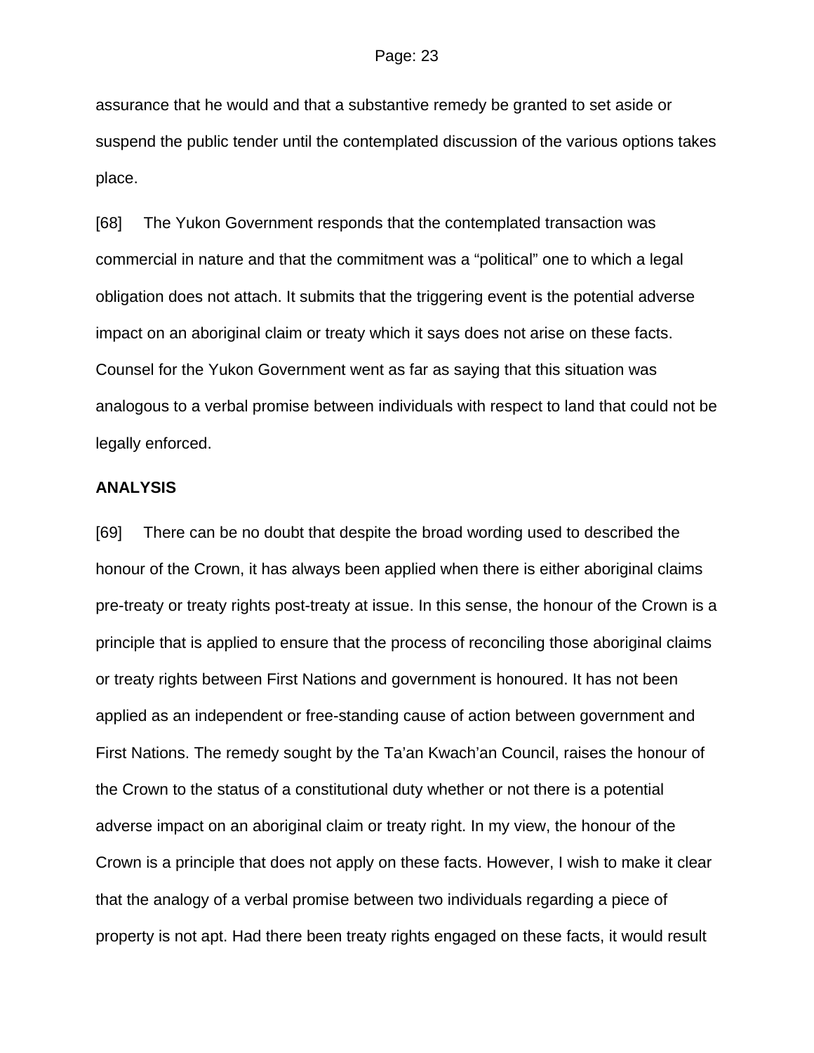assurance that he would and that a substantive remedy be granted to set aside or suspend the public tender until the contemplated discussion of the various options takes place.

[68] The Yukon Government responds that the contemplated transaction was commercial in nature and that the commitment was a "political" one to which a legal obligation does not attach. It submits that the triggering event is the potential adverse impact on an aboriginal claim or treaty which it says does not arise on these facts. Counsel for the Yukon Government went as far as saying that this situation was analogous to a verbal promise between individuals with respect to land that could not be legally enforced.

**ANALYSIS**

[69] There can be no doubt that despite the broad wording used to described the honour of the Crown, it has always been applied when there is either aboriginal claims pre-treaty or treaty rights post-treaty at issue. In this sense, the honour of the Crown is a principle that is applied to ensure that the process of reconciling those aboriginal claims or treaty rights between First Nations and government is honoured. It has not been applied as an independent or free-standing cause of action between government and First Nations. The remedy sought by the Ta'an Kwach'an Council, raises the honour of the Crown to the status of a constitutional duty whether or not there is a potential adverse impact on an aboriginal claim or treaty right. In my view, the honour of the Crown is a principle that does not apply on these facts. However, I wish to make it clear that the analogy of a verbal promise between two individuals regarding a piece of property is not apt. Had there been treaty rights engaged on these facts, it would result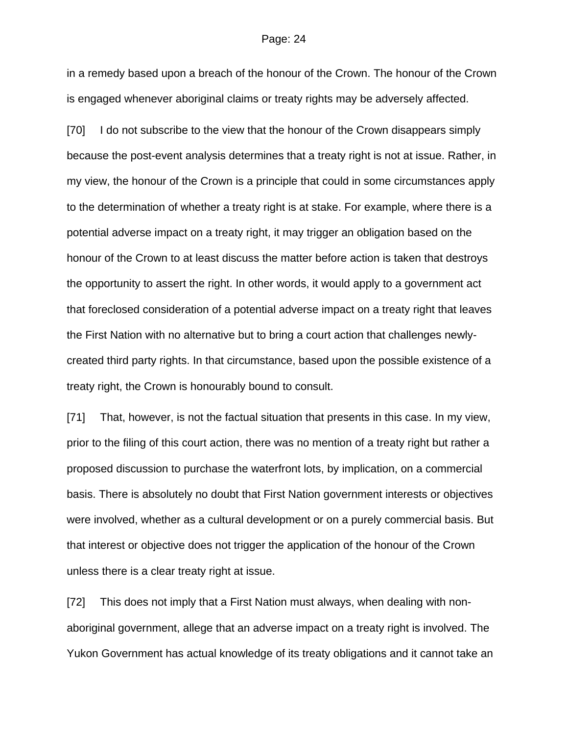in a remedy based upon a breach of the honour of the Crown. The honour of the Crown is engaged whenever aboriginal claims or treaty rights may be adversely affected.

[70] I do not subscribe to the view that the honour of the Crown disappears simply because the post-event analysis determines that a treaty right is not at issue. Rather, in my view, the honour of the Crown is a principle that could in some circumstances apply to the determination of whether a treaty right is at stake. For example, where there is a potential adverse impact on a treaty right, it may trigger an obligation based on the honour of the Crown to at least discuss the matter before action is taken that destroys the opportunity to assert the right. In other words, it would apply to a government act that foreclosed consideration of a potential adverse impact on a treaty right that leaves the First Nation with no alternative but to bring a court action that challenges newly-created third party rights. In that circumstance, based upon the possible existence of a treaty right, the Crown is honourably bound to consult.

[71] That, however, is not the factual situation that presents in this case. In my view, prior to the filing of this court action, there was no mention of a treaty right but rather a proposed discussion to purchase the waterfront lots, by implication, on a commercial basis. There is absolutely no doubt that First Nation government interests or objectives were involved, whether as a cultural development or on a purely commercial basis. But that interest or objective does not trigger the application of the honour of the Crown unless there is a clear treaty right at issue.

[72] This does not imply that a First Nation must always, when dealing with non-aboriginal government, allege that an adverse impact on a treaty right is involved. The Yukon Government has actual knowledge of its treaty obligations and it cannot take an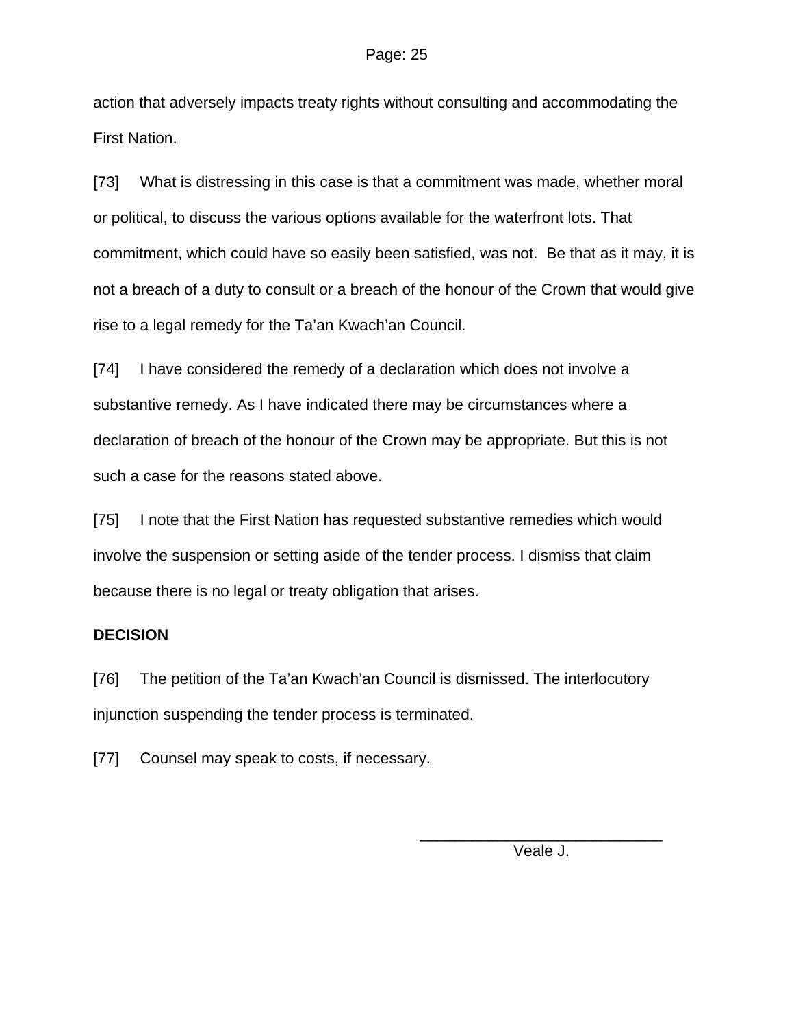action that adversely impacts treaty rights without consulting and accommodating the First Nation.

[73] What is distressing in this case is that a commitment was made, whether moral or political, to discuss the various options available for the waterfront lots. That commitment, which could have so easily been satisfied, was not. Be that as it may, it is not a breach of a duty to consult or a breach of the honour of the Crown that would give rise to a legal remedy for the Ta'an Kwach'an Council.

[74] I have considered the remedy of a declaration which does not involve a substantive remedy. As I have indicated there may be circumstances where a declaration of breach of the honour of the Crown may be appropriate. But this is not such a case for the reasons stated above.

[75] I note that the First Nation has requested substantive remedies which would involve the suspension or setting aside of the tender process. I dismiss that claim because there is no legal or treaty obligation that arises.

**DECISION**

[76] The petition of the Ta'an Kwach'an Council is dismissed. The interlocutory injunction suspending the tender process is terminated.

[77] Counsel may speak to costs, if necessary.

\_\_\_\_\_\_\_\_\_\_\_\_\_\_\_\_\_\_\_\_\_\_\_\_\_\_\_\_

Veale J.